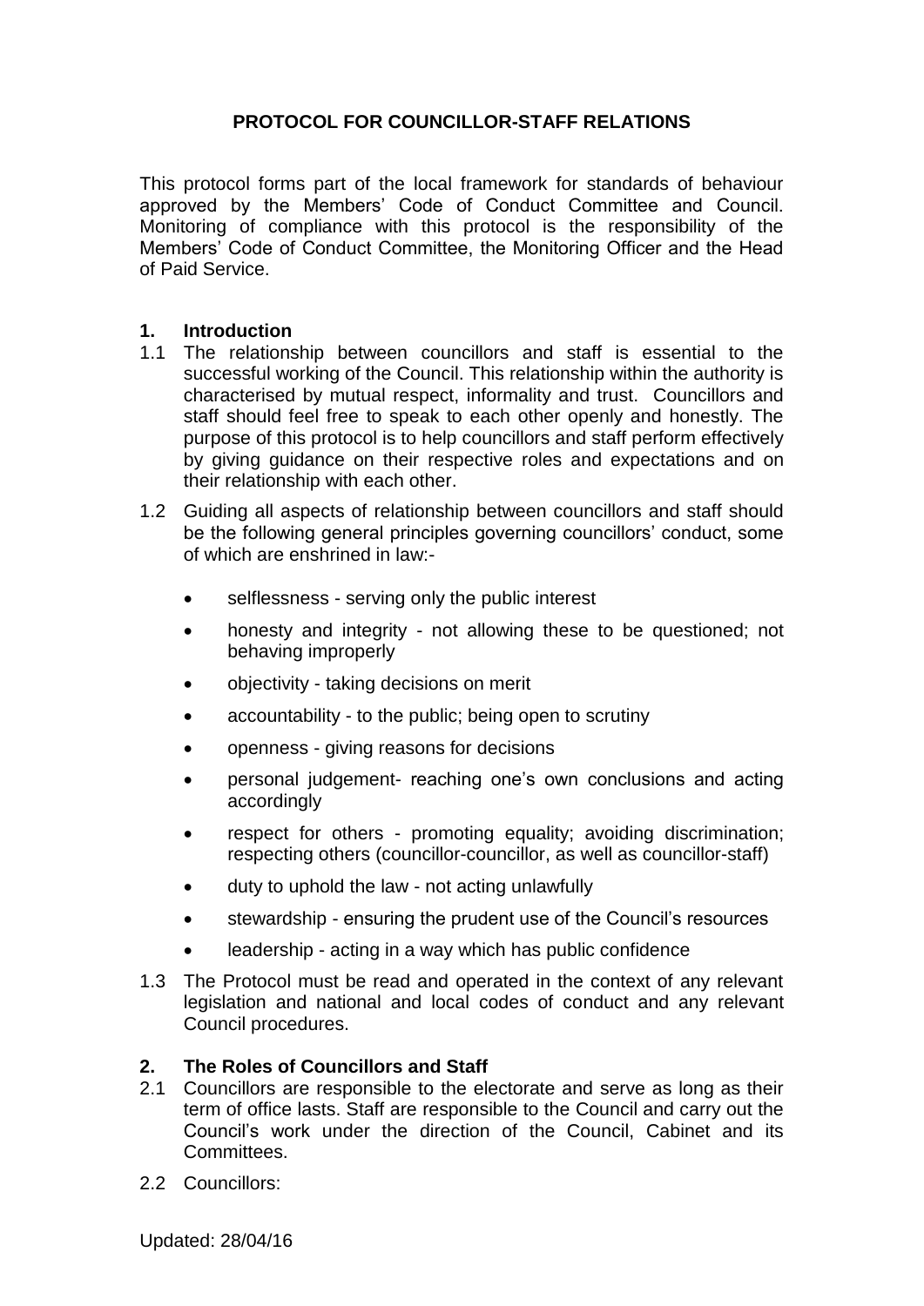# PROTOCOL FOR COUNCILLOR-STAFF RELATIONS

This protocol forms part of the local framework for standards of behaviour approved by the Members' Code of Conduct Committee and Council. Monitoring of compliance with this protocol is the responsibility of the Members' Code of Conduct Committee, the Monitoring Officer and the Head of Paid Service.

## 1. Introduction

1.1 The relationship between councillors and staff is essential to the successful working of the Council. This relationship within the authority is characterised by mutual respect, informality and trust. Councillors and staff should feel free to speak to each other openly and honestly. The purpose of this protocol is to help councillors and staff perform effectively by giving guidance on their respective roles and expectations and on their relationship with each other.

1.2 Guiding all aspects of relationship between councillors and staff should be the following general principles governing councillors' conduct, some of which are enshrined in law:-

- selflessness - serving only the public interest
- honesty and integrity - not allowing these to be questioned; not behaving improperly
- objectivity - taking decisions on merit
- accountability - to the public; being open to scrutiny
- openness - giving reasons for decisions
- personal judgement- reaching one's own conclusions and acting accordingly
- respect for others - promoting equality; avoiding discrimination; respecting others (councillor-councillor, as well as councillor-staff)
- duty to uphold the law - not acting unlawfully
- stewardship - ensuring the prudent use of the Council's resources
- leadership - acting in a way which has public confidence

1.3 The Protocol must be read and operated in the context of any relevant legislation and national and local codes of conduct and any relevant Council procedures.

## 2. The Roles of Councillors and Staff

2.1 Councillors are responsible to the electorate and serve as long as their term of office lasts. Staff are responsible to the Council and carry out the Council's work under the direction of the Council, Cabinet and its Committees.

2.2 Councillors:

Updated: 28/04/16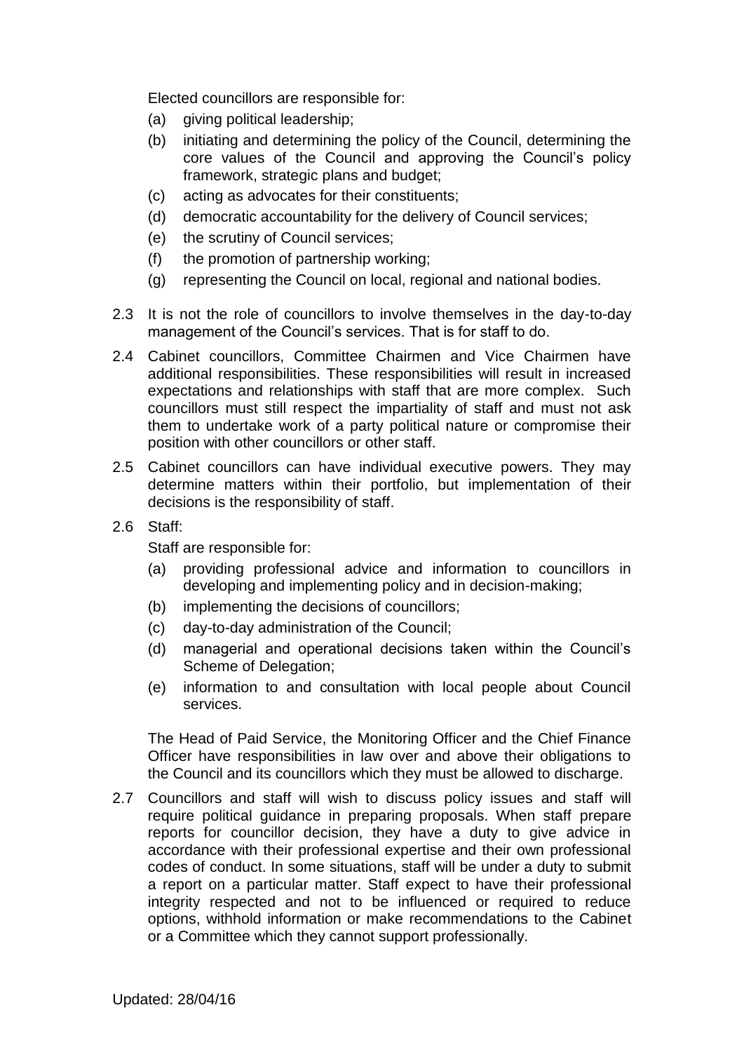Elected councillors are responsible for:

(a) giving political leadership;
(b) initiating and determining the policy of the Council, determining the core values of the Council and approving the Council's policy framework, strategic plans and budget;
(c) acting as advocates for their constituents;
(d) democratic accountability for the delivery of Council services;
(e) the scrutiny of Council services;
(f) the promotion of partnership working;
(g) representing the Council on local, regional and national bodies.

2.3 It is not the role of councillors to involve themselves in the day-to-day management of the Council's services. That is for staff to do.

2.4 Cabinet councillors, Committee Chairmen and Vice Chairmen have additional responsibilities. These responsibilities will result in increased expectations and relationships with staff that are more complex. Such councillors must still respect the impartiality of staff and must not ask them to undertake work of a party political nature or compromise their position with other councillors or other staff.

2.5 Cabinet councillors can have individual executive powers. They may determine matters within their portfolio, but implementation of their decisions is the responsibility of staff.

2.6 Staff:

Staff are responsible for:

(a) providing professional advice and information to councillors in developing and implementing policy and in decision-making;
(b) implementing the decisions of councillors;
(c) day-to-day administration of the Council;
(d) managerial and operational decisions taken within the Council's Scheme of Delegation;
(e) information to and consultation with local people about Council services.

The Head of Paid Service, the Monitoring Officer and the Chief Finance Officer have responsibilities in law over and above their obligations to the Council and its councillors which they must be allowed to discharge.

2.7 Councillors and staff will wish to discuss policy issues and staff will require political guidance in preparing proposals. When staff prepare reports for councillor decision, they have a duty to give advice in accordance with their professional expertise and their own professional codes of conduct. In some situations, staff will be under a duty to submit a report on a particular matter. Staff expect to have their professional integrity respected and not to be influenced or required to reduce options, withhold information or make recommendations to the Cabinet or a Committee which they cannot support professionally.

Updated: 28/04/16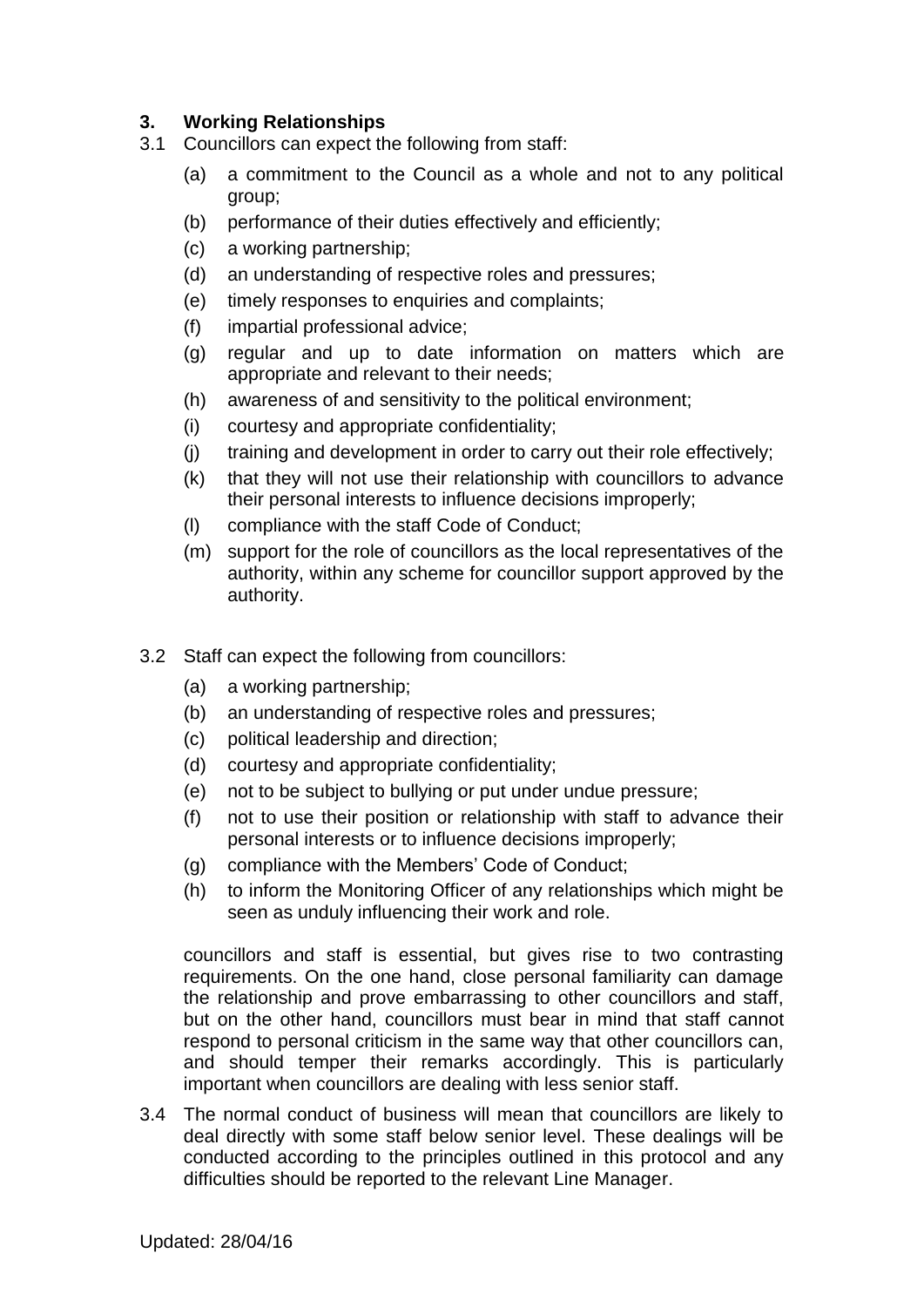## 3. Working Relationships

3.1 Councillors can expect the following from staff:

(a) a commitment to the Council as a whole and not to any political group;
(b) performance of their duties effectively and efficiently;
(c) a working partnership;
(d) an understanding of respective roles and pressures;
(e) timely responses to enquiries and complaints;
(f) impartial professional advice;
(g) regular and up to date information on matters which are appropriate and relevant to their needs;
(h) awareness of and sensitivity to the political environment;
(i) courtesy and appropriate confidentiality;
(j) training and development in order to carry out their role effectively;
(k) that they will not use their relationship with councillors to advance their personal interests to influence decisions improperly;
(l) compliance with the staff Code of Conduct;
(m) support for the role of councillors as the local representatives of the authority, within any scheme for councillor support approved by the authority.

3.2 Staff can expect the following from councillors:

(a) a working partnership;
(b) an understanding of respective roles and pressures;
(c) political leadership and direction;
(d) courtesy and appropriate confidentiality;
(e) not to be subject to bullying or put under undue pressure;
(f) not to use their position or relationship with staff to advance their personal interests or to influence decisions improperly;
(g) compliance with the Members' Code of Conduct;
(h) to inform the Monitoring Officer of any relationships which might be seen as unduly influencing their work and role.

councillors and staff is essential, but gives rise to two contrasting requirements. On the one hand, close personal familiarity can damage the relationship and prove embarrassing to other councillors and staff, but on the other hand, councillors must bear in mind that staff cannot respond to personal criticism in the same way that other councillors can, and should temper their remarks accordingly. This is particularly important when councillors are dealing with less senior staff.

3.4 The normal conduct of business will mean that councillors are likely to deal directly with some staff below senior level. These dealings will be conducted according to the principles outlined in this protocol and any difficulties should be reported to the relevant Line Manager.

Updated: 28/04/16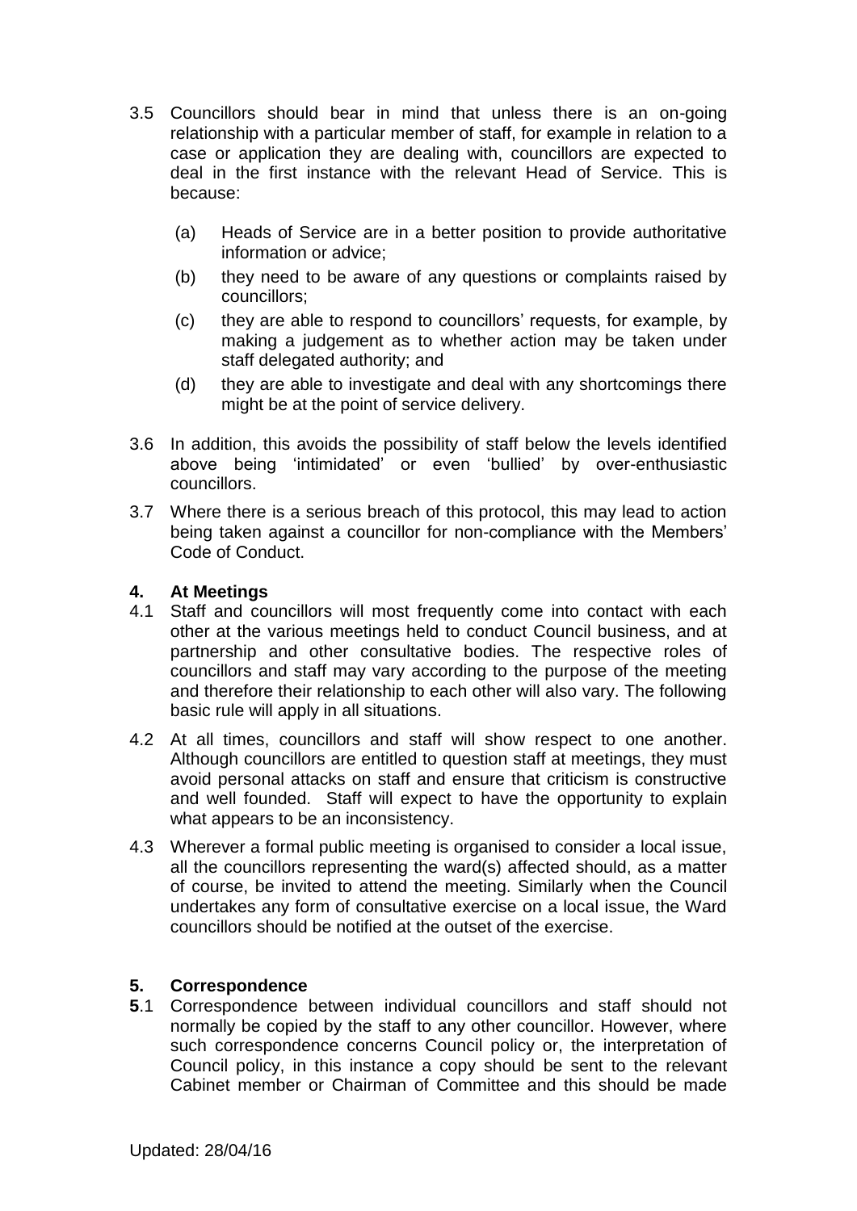3.5 Councillors should bear in mind that unless there is an on-going relationship with a particular member of staff, for example in relation to a case or application they are dealing with, councillors are expected to deal in the first instance with the relevant Head of Service. This is because:

(a) Heads of Service are in a better position to provide authoritative information or advice;

(b) they need to be aware of any questions or complaints raised by councillors;

(c) they are able to respond to councillors' requests, for example, by making a judgement as to whether action may be taken under staff delegated authority; and

(d) they are able to investigate and deal with any shortcomings there might be at the point of service delivery.

3.6 In addition, this avoids the possibility of staff below the levels identified above being 'intimidated' or even 'bullied' by over-enthusiastic councillors.

3.7 Where there is a serious breach of this protocol, this may lead to action being taken against a councillor for non-compliance with the Members' Code of Conduct.

## 4. At Meetings

4.1 Staff and councillors will most frequently come into contact with each other at the various meetings held to conduct Council business, and at partnership and other consultative bodies. The respective roles of councillors and staff may vary according to the purpose of the meeting and therefore their relationship to each other will also vary. The following basic rule will apply in all situations.

4.2 At all times, councillors and staff will show respect to one another. Although councillors are entitled to question staff at meetings, they must avoid personal attacks on staff and ensure that criticism is constructive and well founded. Staff will expect to have the opportunity to explain what appears to be an inconsistency.

4.3 Wherever a formal public meeting is organised to consider a local issue, all the councillors representing the ward(s) affected should, as a matter of course, be invited to attend the meeting. Similarly when the Council undertakes any form of consultative exercise on a local issue, the Ward councillors should be notified at the outset of the exercise.

## 5. Correspondence

**5**.1 Correspondence between individual councillors and staff should not normally be copied by the staff to any other councillor. However, where such correspondence concerns Council policy or, the interpretation of Council policy, in this instance a copy should be sent to the relevant Cabinet member or Chairman of Committee and this should be made

Updated: 28/04/16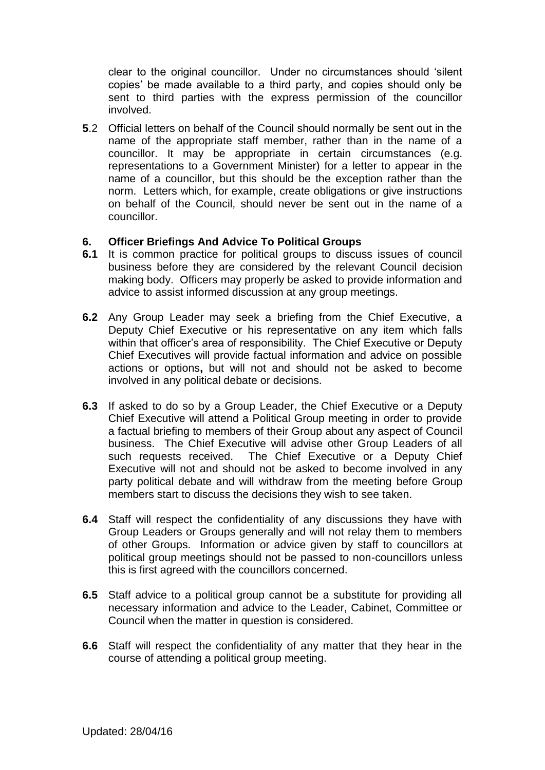clear to the original councillor. Under no circumstances should 'silent copies' be made available to a third party, and copies should only be sent to third parties with the express permission of the councillor involved.

**5**.2 Official letters on behalf of the Council should normally be sent out in the name of the appropriate staff member, rather than in the name of a councillor. It may be appropriate in certain circumstances (e.g. representations to a Government Minister) for a letter to appear in the name of a councillor, but this should be the exception rather than the norm. Letters which, for example, create obligations or give instructions on behalf of the Council, should never be sent out in the name of a councillor.

## 6. Officer Briefings And Advice To Political Groups

**6.1** It is common practice for political groups to discuss issues of council business before they are considered by the relevant Council decision making body. Officers may properly be asked to provide information and advice to assist informed discussion at any group meetings.

**6.2** Any Group Leader may seek a briefing from the Chief Executive, a Deputy Chief Executive or his representative on any item which falls within that officer's area of responsibility. The Chief Executive or Deputy Chief Executives will provide factual information and advice on possible actions or options**,** but will not and should not be asked to become involved in any political debate or decisions.

**6.3** If asked to do so by a Group Leader, the Chief Executive or a Deputy Chief Executive will attend a Political Group meeting in order to provide a factual briefing to members of their Group about any aspect of Council business. The Chief Executive will advise other Group Leaders of all such requests received. The Chief Executive or a Deputy Chief Executive will not and should not be asked to become involved in any party political debate and will withdraw from the meeting before Group members start to discuss the decisions they wish to see taken.

**6.4** Staff will respect the confidentiality of any discussions they have with Group Leaders or Groups generally and will not relay them to members of other Groups. Information or advice given by staff to councillors at political group meetings should not be passed to non-councillors unless this is first agreed with the councillors concerned.

**6.5** Staff advice to a political group cannot be a substitute for providing all necessary information and advice to the Leader, Cabinet, Committee or Council when the matter in question is considered.

**6.6** Staff will respect the confidentiality of any matter that they hear in the course of attending a political group meeting.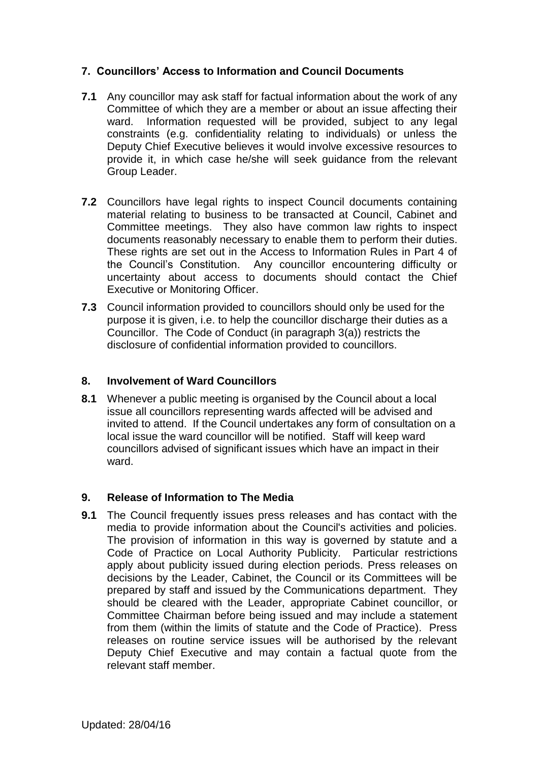## 7. Councillors' Access to Information and Council Documents

**7.1** Any councillor may ask staff for factual information about the work of any Committee of which they are a member or about an issue affecting their ward. Information requested will be provided, subject to any legal constraints (e.g. confidentiality relating to individuals) or unless the Deputy Chief Executive believes it would involve excessive resources to provide it, in which case he/she will seek guidance from the relevant Group Leader.

**7.2** Councillors have legal rights to inspect Council documents containing material relating to business to be transacted at Council, Cabinet and Committee meetings. They also have common law rights to inspect documents reasonably necessary to enable them to perform their duties. These rights are set out in the Access to Information Rules in Part 4 of the Council's Constitution. Any councillor encountering difficulty or uncertainty about access to documents should contact the Chief Executive or Monitoring Officer.

**7.3** Council information provided to councillors should only be used for the purpose it is given, i.e. to help the councillor discharge their duties as a Councillor. The Code of Conduct (in paragraph 3(a)) restricts the disclosure of confidential information provided to councillors.

## 8. Involvement of Ward Councillors

**8.1** Whenever a public meeting is organised by the Council about a local issue all councillors representing wards affected will be advised and invited to attend. If the Council undertakes any form of consultation on a local issue the ward councillor will be notified. Staff will keep ward councillors advised of significant issues which have an impact in their ward.

## 9. Release of Information to The Media

**9.1** The Council frequently issues press releases and has contact with the media to provide information about the Council's activities and policies. The provision of information in this way is governed by statute and a Code of Practice on Local Authority Publicity. Particular restrictions apply about publicity issued during election periods. Press releases on decisions by the Leader, Cabinet, the Council or its Committees will be prepared by staff and issued by the Communications department. They should be cleared with the Leader, appropriate Cabinet councillor, or Committee Chairman before being issued and may include a statement from them (within the limits of statute and the Code of Practice). Press releases on routine service issues will be authorised by the relevant Deputy Chief Executive and may contain a factual quote from the relevant staff member.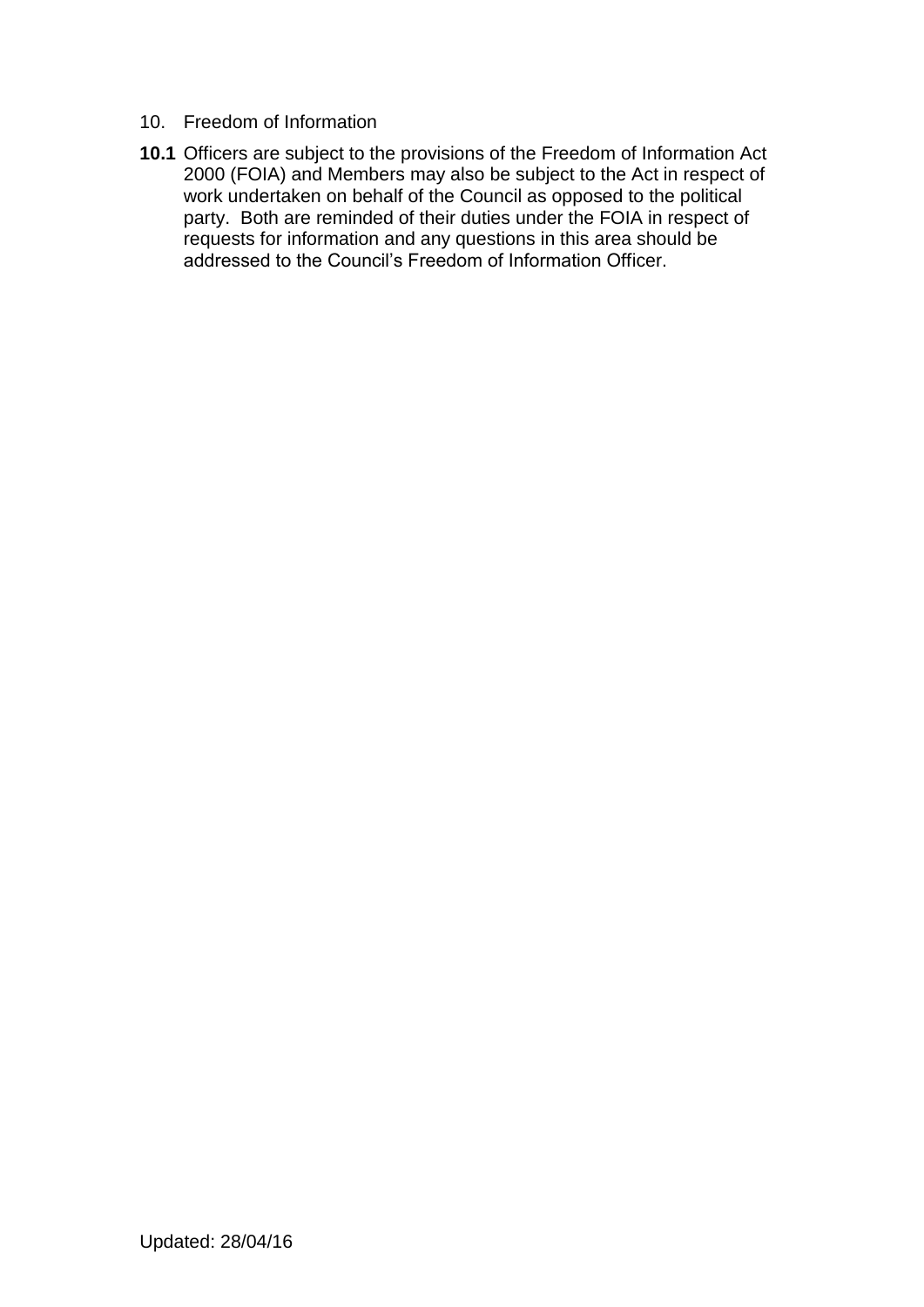## 10. Freedom of Information

**10.1** Officers are subject to the provisions of the Freedom of Information Act 2000 (FOIA) and Members may also be subject to the Act in respect of work undertaken on behalf of the Council as opposed to the political party. Both are reminded of their duties under the FOIA in respect of requests for information and any questions in this area should be addressed to the Council's Freedom of Information Officer.

Updated: 28/04/16